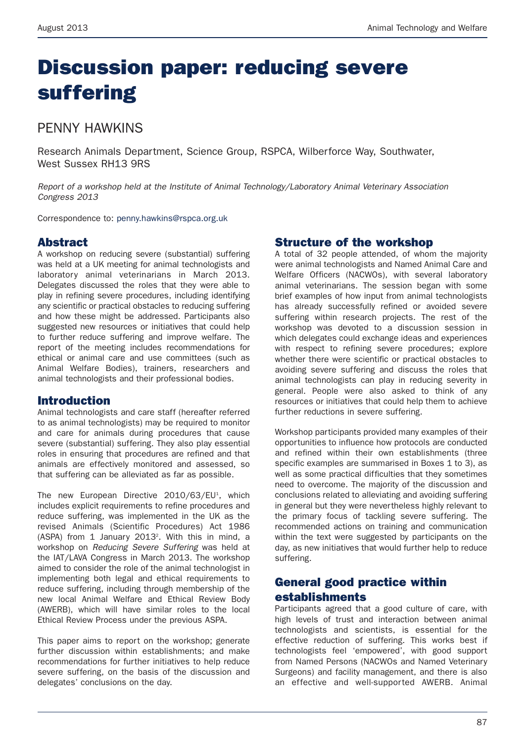# Discussion paper: reducing severe suffering

## PENNY HAWKINS

Research Animals Department, Science Group, RSPCA, Wilberforce Way, Southwater, West Sussex RH13 9RS

*Report of a workshop held at the Institute of Animal Technology/Laboratory Animal Veterinary Association Congress 2013*

Correspondence to: penny.hawkins@rspca.org.uk

## Abstract

A workshop on reducing severe (substantial) suffering was held at a UK meeting for animal technologists and laboratory animal veterinarians in March 2013. Delegates discussed the roles that they were able to play in refining severe procedures, including identifying any scientific or practical obstacles to reducing suffering and how these might be addressed. Participants also suggested new resources or initiatives that could help to further reduce suffering and improve welfare. The report of the meeting includes recommendations for ethical or animal care and use committees (such as Animal Welfare Bodies), trainers, researchers and animal technologists and their professional bodies.

## Introduction

Animal technologists and care staff (hereafter referred to as animal technologists) may be required to monitor and care for animals during procedures that cause severe (substantial) suffering. They also play essential roles in ensuring that procedures are refined and that animals are effectively monitored and assessed, so that suffering can be alleviated as far as possible.

The new European Directive 2010/63/EU[1], which includes explicit requirements to refine procedures and reduce suffering, was implemented in the UK as the revised Animals (Scientific Procedures) Act 1986 (ASPA) from 1 January 2013[2]. With this in mind, a workshop on *Reducing Severe Suffering* was held at the IAT/LAVA Congress in March 2013. The workshop aimed to consider the role of the animal technologist in implementing both legal and ethical requirements to reduce suffering, including through membership of the new local Animal Welfare and Ethical Review Body (AWERB), which will have similar roles to the local Ethical Review Process under the previous ASPA.

This paper aims to report on the workshop; generate further discussion within establishments; and make recommendations for further initiatives to help reduce severe suffering, on the basis of the discussion and delegates' conclusions on the day.

## Structure of the workshop

A total of 32 people attended, of whom the majority were animal technologists and Named Animal Care and Welfare Officers (NACWOs), with several laboratory animal veterinarians. The session began with some brief examples of how input from animal technologists has already successfully refined or avoided severe suffering within research projects. The rest of the workshop was devoted to a discussion session in which delegates could exchange ideas and experiences with respect to refining severe procedures; explore whether there were scientific or practical obstacles to avoiding severe suffering and discuss the roles that animal technologists can play in reducing severity in general. People were also asked to think of any resources or initiatives that could help them to achieve further reductions in severe suffering.

Workshop participants provided many examples of their opportunities to influence how protocols are conducted and refined within their own establishments (three specific examples are summarised in Boxes 1 to 3), as well as some practical difficulties that they sometimes need to overcome. The majority of the discussion and conclusions related to alleviating and avoiding suffering in general but they were nevertheless highly relevant to the primary focus of tackling severe suffering. The recommended actions on training and communication within the text were suggested by participants on the day, as new initiatives that would further help to reduce suffering.

## General good practice within establishments

Participants agreed that a good culture of care, with high levels of trust and interaction between animal technologists and scientists, is essential for the effective reduction of suffering. This works best if technologists feel 'empowered', with good support from Named Persons (NACWOs and Named Veterinary Surgeons) and facility management, and there is also an effective and well-supported AWERB. Animal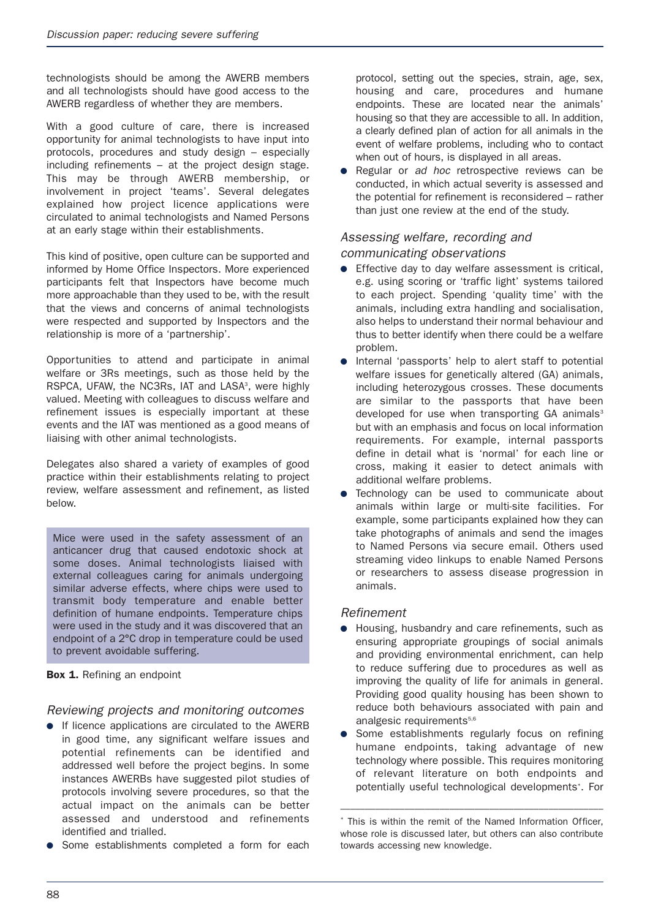technologists should be among the AWERB members and all technologists should have good access to the AWERB regardless of whether they are members.

With a good culture of care, there is increased opportunity for animal technologists to have input into protocols, procedures and study design – especially including refinements – at the project design stage. This may be through AWERB membership, or involvement in project 'teams'. Several delegates explained how project licence applications were circulated to animal technologists and Named Persons at an early stage within their establishments.

This kind of positive, open culture can be supported and informed by Home Office Inspectors. More experienced participants felt that Inspectors have become much more approachable than they used to be, with the result that the views and concerns of animal technologists were respected and supported by Inspectors and the relationship is more of a 'partnership'.

Opportunities to attend and participate in animal welfare or 3Rs meetings, such as those held by the RSPCA, UFAW, the NC3Rs, IAT and LASA[3], were highly valued. Meeting with colleagues to discuss welfare and refinement issues is especially important at these events and the IAT was mentioned as a good means of liaising with other animal technologists.

Delegates also shared a variety of examples of good practice within their establishments relating to project review, welfare assessment and refinement, as listed below.

> Mice were used in the safety assessment of an anticancer drug that caused endotoxic shock at some doses. Animal technologists liaised with external colleagues caring for animals undergoing similar adverse effects, where chips were used to transmit body temperature and enable better definition of humane endpoints. Temperature chips were used in the study and it was discovered that an endpoint of a 2°C drop in temperature could be used to prevent avoidable suffering.

**Box 1.** Refining an endpoint

### *Reviewing projects and monitoring outcomes*

- If licence applications are circulated to the AWERB in good time, any significant welfare issues and potential refinements can be identified and addressed well before the project begins. In some instances AWERBs have suggested pilot studies of protocols involving severe procedures, so that the actual impact on the animals can be better assessed and understood and refinements identified and trialled.
- Some establishments completed a form for each protocol, setting out the species, strain, age, sex, housing and care, procedures and humane endpoints. These are located near the animals' housing so that they are accessible to all. In addition, a clearly defined plan of action for all animals in the event of welfare problems, including who to contact when out of hours, is displayed in all areas.
- Regular or *ad hoc* retrospective reviews can be conducted, in which actual severity is assessed and the potential for refinement is reconsidered – rather than just one review at the end of the study.

### *Assessing welfare, recording and communicating observations*

- Effective day to day welfare assessment is critical, e.g. using scoring or 'traffic light' systems tailored to each project. Spending 'quality time' with the animals, including extra handling and socialisation, also helps to understand their normal behaviour and thus to better identify when there could be a welfare problem.
- Internal 'passports' help to alert staff to potential welfare issues for genetically altered (GA) animals, including heterozygous crosses. These documents are similar to the passports that have been developed for use when transporting GA animals[3] but with an emphasis and focus on local information requirements. For example, internal passports define in detail what is 'normal' for each line or cross, making it easier to detect animals with additional welfare problems.
- Technology can be used to communicate about animals within large or multi-site facilities. For example, some participants explained how they can take photographs of animals and send the images to Named Persons via secure email. Others used streaming video linkups to enable Named Persons or researchers to assess disease progression in animals.

### *Refinement*

- Housing, husbandry and care refinements, such as ensuring appropriate groupings of social animals and providing environmental enrichment, can help to reduce suffering due to procedures as well as improving the quality of life for animals in general. Providing good quality housing has been shown to reduce both behaviours associated with pain and analgesic requirements[5,6]
- Some establishments regularly focus on refining humane endpoints, taking advantage of new technology where possible. This requires monitoring of relevant literature on both endpoints and potentially useful technological developments*. For

---

\* This is within the remit of the Named Information Officer, whose role is discussed later, but others can also contribute towards accessing new knowledge.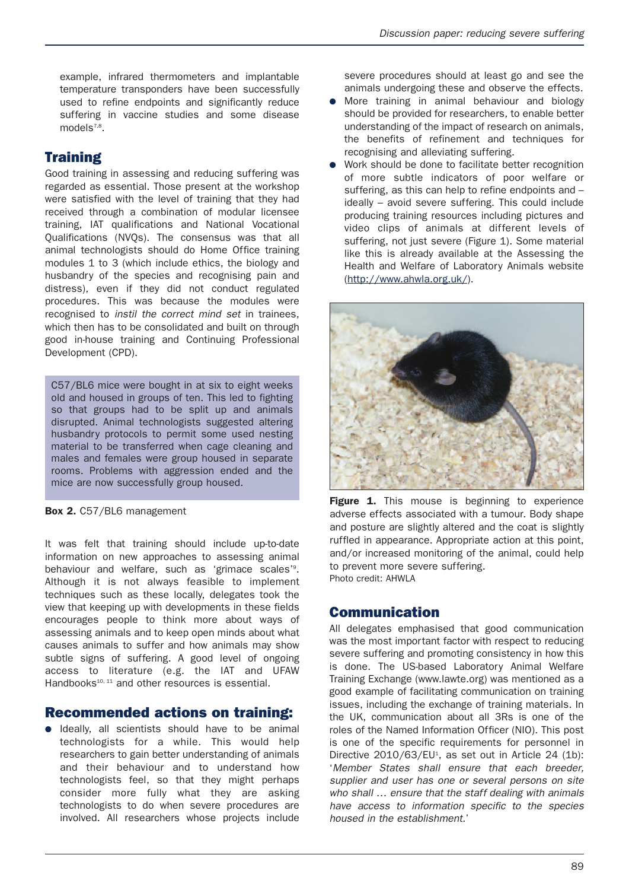example, infrared thermometers and implantable temperature transponders have been successfully used to refine endpoints and significantly reduce suffering in vaccine studies and some disease models[7,8].

## Training

Good training in assessing and reducing suffering was regarded as essential. Those present at the workshop were satisfied with the level of training that they had received through a combination of modular licensee training, IAT qualifications and National Vocational Qualifications (NVQs). The consensus was that all animal technologists should do Home Office training modules 1 to 3 (which include ethics, the biology and husbandry of the species and recognising pain and distress), even if they did not conduct regulated procedures. This was because the modules were recognised to *instil the correct mind set* in trainees, which then has to be consolidated and built on through good in-house training and Continuing Professional Development (CPD).

> C57/BL6 mice were bought in at six to eight weeks old and housed in groups of ten. This led to fighting so that groups had to be split up and animals disrupted. Animal technologists suggested altering husbandry protocols to permit some used nesting material to be transferred when cage cleaning and males and females were group housed in separate rooms. Problems with aggression ended and the mice are now successfully group housed.

**Box 2.** C57/BL6 management

It was felt that training should include up-to-date information on new approaches to assessing animal behaviour and welfare, such as 'grimace scales'[9]. Although it is not always feasible to implement techniques such as these locally, delegates took the view that keeping up with developments in these fields encourages people to think more about ways of assessing animals and to keep open minds about what causes animals to suffer and how animals may show subtle signs of suffering. A good level of ongoing access to literature (e.g. the IAT and UFAW Handbooks[10, 11] and other resources is essential.

## Recommended actions on training:

- Ideally, all scientists should have to be animal technologists for a while. This would help researchers to gain better understanding of animals and their behaviour and to understand how technologists feel, so that they might perhaps consider more fully what they are asking technologists to do when severe procedures are involved. All researchers whose projects include severe procedures should at least go and see the animals undergoing these and observe the effects.
- More training in animal behaviour and biology should be provided for researchers, to enable better understanding of the impact of research on animals, the benefits of refinement and techniques for recognising and alleviating suffering.
- Work should be done to facilitate better recognition of more subtle indicators of poor welfare or suffering, as this can help to refine endpoints and – ideally – avoid severe suffering. This could include producing training resources including pictures and video clips of animals at different levels of suffering, not just severe (Figure 1). Some material like this is already available at the Assessing the Health and Welfare of Laboratory Animals website (http://www.ahwla.org.uk/).

**Figure 1.** This mouse is beginning to experience adverse effects associated with a tumour. Body shape and posture are slightly altered and the coat is slightly ruffled in appearance. Appropriate action at this point, and/or increased monitoring of the animal, could help to prevent more severe suffering.
Photo credit: AHWLA

## Communication

All delegates emphasised that good communication was the most important factor with respect to reducing severe suffering and promoting consistency in how this is done. The US-based Laboratory Animal Welfare Training Exchange (www.lawte.org) was mentioned as a good example of facilitating communication on training issues, including the exchange of training materials. In the UK, communication about all 3Rs is one of the roles of the Named Information Officer (NIO). This post is one of the specific requirements for personnel in Directive 2010/63/EU[1], as set out in Article 24 (1b): '*Member States shall ensure that each breeder, supplier and user has one or several persons on site who shall … ensure that the staff dealing with animals have access to information specific to the species housed in the establishment.*'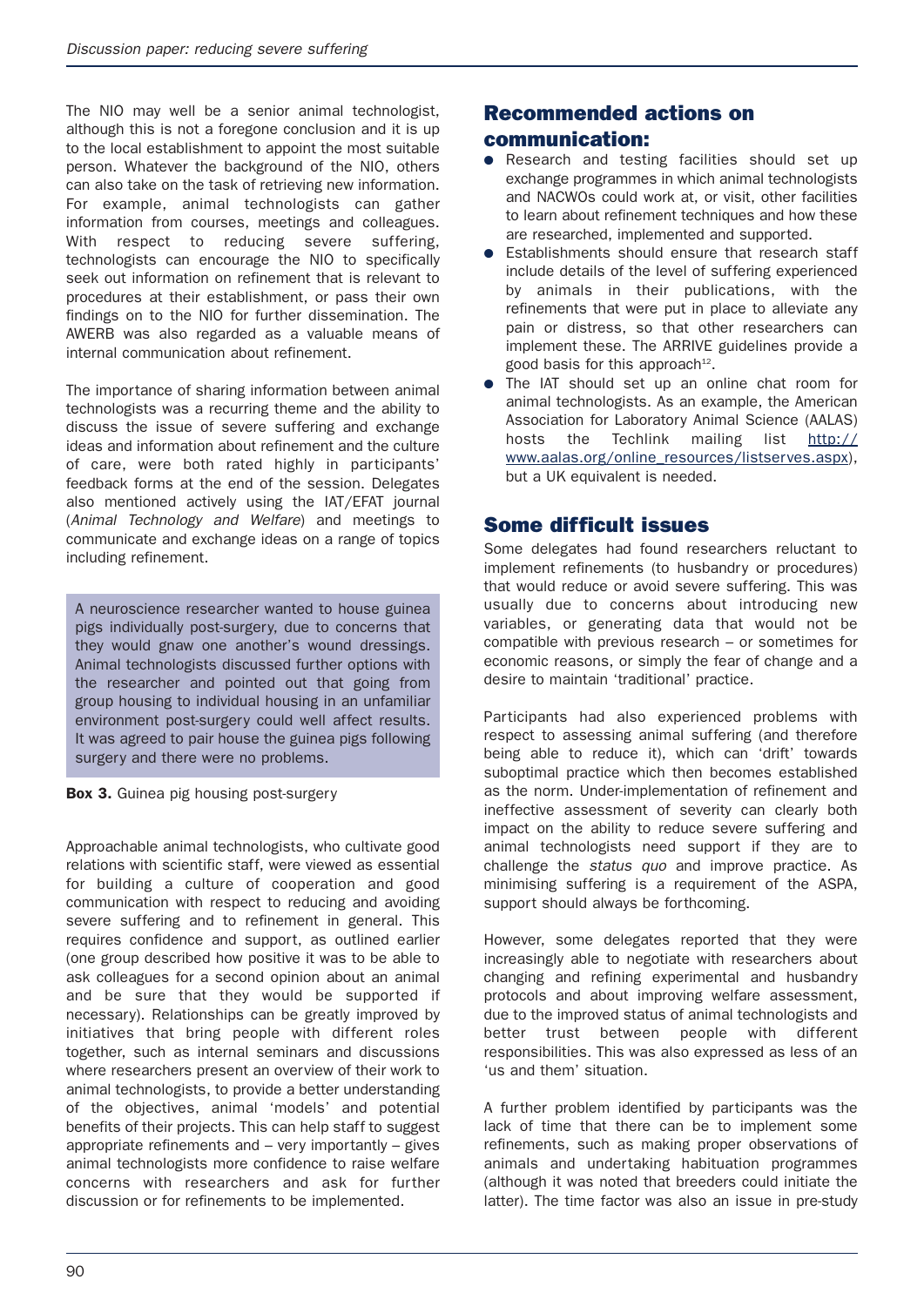The NIO may well be a senior animal technologist, although this is not a foregone conclusion and it is up to the local establishment to appoint the most suitable person. Whatever the background of the NIO, others can also take on the task of retrieving new information. For example, animal technologists can gather information from courses, meetings and colleagues. With respect to reducing severe suffering, technologists can encourage the NIO to specifically seek out information on refinement that is relevant to procedures at their establishment, or pass their own findings on to the NIO for further dissemination. The AWERB was also regarded as a valuable means of internal communication about refinement.

The importance of sharing information between animal technologists was a recurring theme and the ability to discuss the issue of severe suffering and exchange ideas and information about refinement and the culture of care, were both rated highly in participants' feedback forms at the end of the session. Delegates also mentioned actively using the IAT/EFAT journal (*Animal Technology and Welfare*) and meetings to communicate and exchange ideas on a range of topics including refinement.

> A neuroscience researcher wanted to house guinea pigs individually post-surgery, due to concerns that they would gnaw one another's wound dressings. Animal technologists discussed further options with the researcher and pointed out that going from group housing to individual housing in an unfamiliar environment post-surgery could well affect results. It was agreed to pair house the guinea pigs following surgery and there were no problems.

**Box 3.** Guinea pig housing post-surgery

Approachable animal technologists, who cultivate good relations with scientific staff, were viewed as essential for building a culture of cooperation and good communication with respect to reducing and avoiding severe suffering and to refinement in general. This requires confidence and support, as outlined earlier (one group described how positive it was to be able to ask colleagues for a second opinion about an animal and be sure that they would be supported if necessary). Relationships can be greatly improved by initiatives that bring people with different roles together, such as internal seminars and discussions where researchers present an overview of their work to animal technologists, to provide a better understanding of the objectives, animal 'models' and potential benefits of their projects. This can help staff to suggest appropriate refinements and – very importantly – gives animal technologists more confidence to raise welfare concerns with researchers and ask for further discussion or for refinements to be implemented.

## Recommended actions on communication:

- Research and testing facilities should set up exchange programmes in which animal technologists and NACWOs could work at, or visit, other facilities to learn about refinement techniques and how these are researched, implemented and supported.
- Establishments should ensure that research staff include details of the level of suffering experienced by animals in their publications, with the refinements that were put in place to alleviate any pain or distress, so that other researchers can implement these. The ARRIVE guidelines provide a good basis for this approach[12].
- The IAT should set up an online chat room for animal technologists. As an example, the American Association for Laboratory Animal Science (AALAS) hosts the Techlink mailing list http://www.aalas.org/online_resources/listserves.aspx), but a UK equivalent is needed.

## Some difficult issues

Some delegates had found researchers reluctant to implement refinements (to husbandry or procedures) that would reduce or avoid severe suffering. This was usually due to concerns about introducing new variables, or generating data that would not be compatible with previous research – or sometimes for economic reasons, or simply the fear of change and a desire to maintain 'traditional' practice.

Participants had also experienced problems with respect to assessing animal suffering (and therefore being able to reduce it), which can 'drift' towards suboptimal practice which then becomes established as the norm. Under-implementation of refinement and ineffective assessment of severity can clearly both impact on the ability to reduce severe suffering and animal technologists need support if they are to challenge the *status quo* and improve practice. As minimising suffering is a requirement of the ASPA, support should always be forthcoming.

However, some delegates reported that they were increasingly able to negotiate with researchers about changing and refining experimental and husbandry protocols and about improving welfare assessment, due to the improved status of animal technologists and better trust between people with different responsibilities. This was also expressed as less of an 'us and them' situation.

A further problem identified by participants was the lack of time that there can be to implement some refinements, such as making proper observations of animals and undertaking habituation programmes (although it was noted that breeders could initiate the latter). The time factor was also an issue in pre-study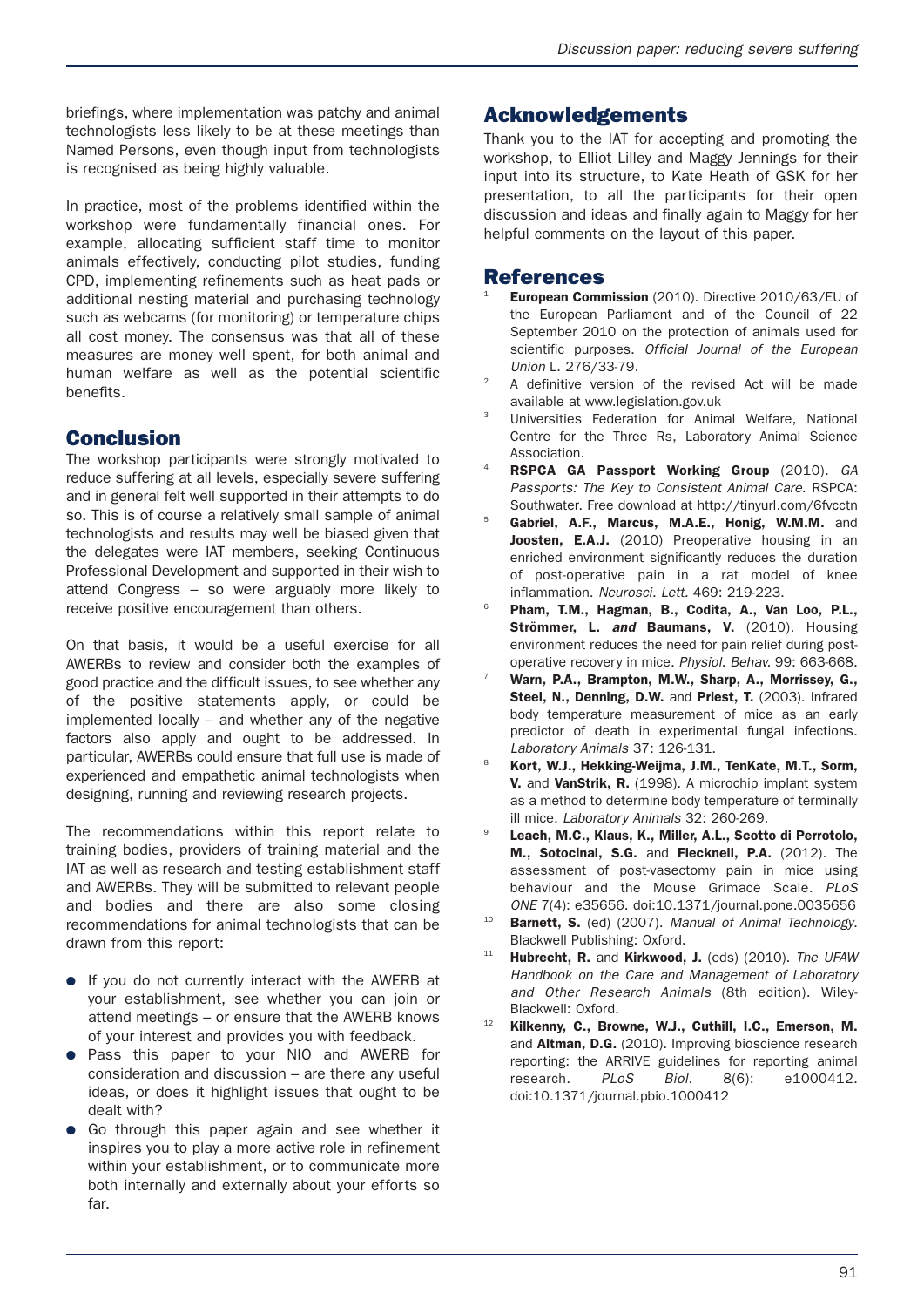briefings, where implementation was patchy and animal technologists less likely to be at these meetings than Named Persons, even though input from technologists is recognised as being highly valuable.

In practice, most of the problems identified within the workshop were fundamentally financial ones. For example, allocating sufficient staff time to monitor animals effectively, conducting pilot studies, funding CPD, implementing refinements such as heat pads or additional nesting material and purchasing technology such as webcams (for monitoring) or temperature chips all cost money. The consensus was that all of these measures are money well spent, for both animal and human welfare as well as the potential scientific benefits.

## Conclusion

The workshop participants were strongly motivated to reduce suffering at all levels, especially severe suffering and in general felt well supported in their attempts to do so. This is of course a relatively small sample of animal technologists and results may well be biased given that the delegates were IAT members, seeking Continuous Professional Development and supported in their wish to attend Congress – so were arguably more likely to receive positive encouragement than others.

On that basis, it would be a useful exercise for all AWERBs to review and consider both the examples of good practice and the difficult issues, to see whether any of the positive statements apply, or could be implemented locally – and whether any of the negative factors also apply and ought to be addressed. In particular, AWERBs could ensure that full use is made of experienced and empathetic animal technologists when designing, running and reviewing research projects.

The recommendations within this report relate to training bodies, providers of training material and the IAT as well as research and testing establishment staff and AWERBs. They will be submitted to relevant people and bodies and there are also some closing recommendations for animal technologists that can be drawn from this report:

- If you do not currently interact with the AWERB at your establishment, see whether you can join or attend meetings – or ensure that the AWERB knows of your interest and provides you with feedback.
- Pass this paper to your NIO and AWERB for consideration and discussion – are there any useful ideas, or does it highlight issues that ought to be dealt with?
- Go through this paper again and see whether it inspires you to play a more active role in refinement within your establishment, or to communicate more both internally and externally about your efforts so far.

## Acknowledgements

Thank you to the IAT for accepting and promoting the workshop, to Elliot Lilley and Maggy Jennings for their input into its structure, to Kate Heath of GSK for her presentation, to all the participants for their open discussion and ideas and finally again to Maggy for her helpful comments on the layout of this paper.

## References

1. **European Commission** (2010). Directive 2010/63/EU of the European Parliament and of the Council of 22 September 2010 on the protection of animals used for scientific purposes. *Official Journal of the European Union* L. 276/33-79.
2. A definitive version of the revised Act will be made available at www.legislation.gov.uk
3. Universities Federation for Animal Welfare, National Centre for the Three Rs, Laboratory Animal Science Association.
4. **RSPCA GA Passport Working Group** (2010). *GA Passports: The Key to Consistent Animal Care*. RSPCA: Southwater. Free download at http://tinyurl.com/6fvcctn
5. **Gabriel, A.F., Marcus, M.A.E., Honig, W.M.M.** and **Joosten, E.A.J.** (2010) Preoperative housing in an enriched environment significantly reduces the duration of post-operative pain in a rat model of knee inflammation. *Neurosci. Lett.* 469: 219-223.
6. **Pham, T.M., Hagman, B., Codita, A., Van Loo, P.L., Strömmer, L.** ***and*** **Baumans, V.** (2010). Housing environment reduces the need for pain relief during post-operative recovery in mice. *Physiol. Behav.* 99: 663-668.
7. **Warn, P.A., Brampton, M.W., Sharp, A., Morrissey, G., Steel, N., Denning, D.W.** and **Priest, T.** (2003). Infrared body temperature measurement of mice as an early predictor of death in experimental fungal infections. *Laboratory Animals* 37: 126-131.
8. **Kort, W.J., Hekking-Weijma, J.M., TenKate, M.T., Sorm, V.** and **VanStrik, R.** (1998). A microchip implant system as a method to determine body temperature of terminally ill mice. *Laboratory Animals* 32: 260-269.
9. **Leach, M.C., Klaus, K., Miller, A.L., Scotto di Perrotolo, M., Sotocinal, S.G.** and **Flecknell, P.A.** (2012). The assessment of post-vasectomy pain in mice using behaviour and the Mouse Grimace Scale. *PLoS ONE* 7(4): e35656. doi:10.1371/journal.pone.0035656
10. **Barnett, S.** (ed) (2007). *Manual of Animal Technology.* Blackwell Publishing: Oxford.
11. **Hubrecht, R.** and **Kirkwood, J.** (eds) (2010). *The UFAW Handbook on the Care and Management of Laboratory and Other Research Animals* (8th edition). Wiley-Blackwell: Oxford.
12. **Kilkenny, C., Browne, W.J., Cuthill, I.C., Emerson, M.** and **Altman, D.G.** (2010). Improving bioscience research reporting: the ARRIVE guidelines for reporting animal research. *PLoS Biol*. 8(6): e1000412. doi:10.1371/journal.pbio.1000412